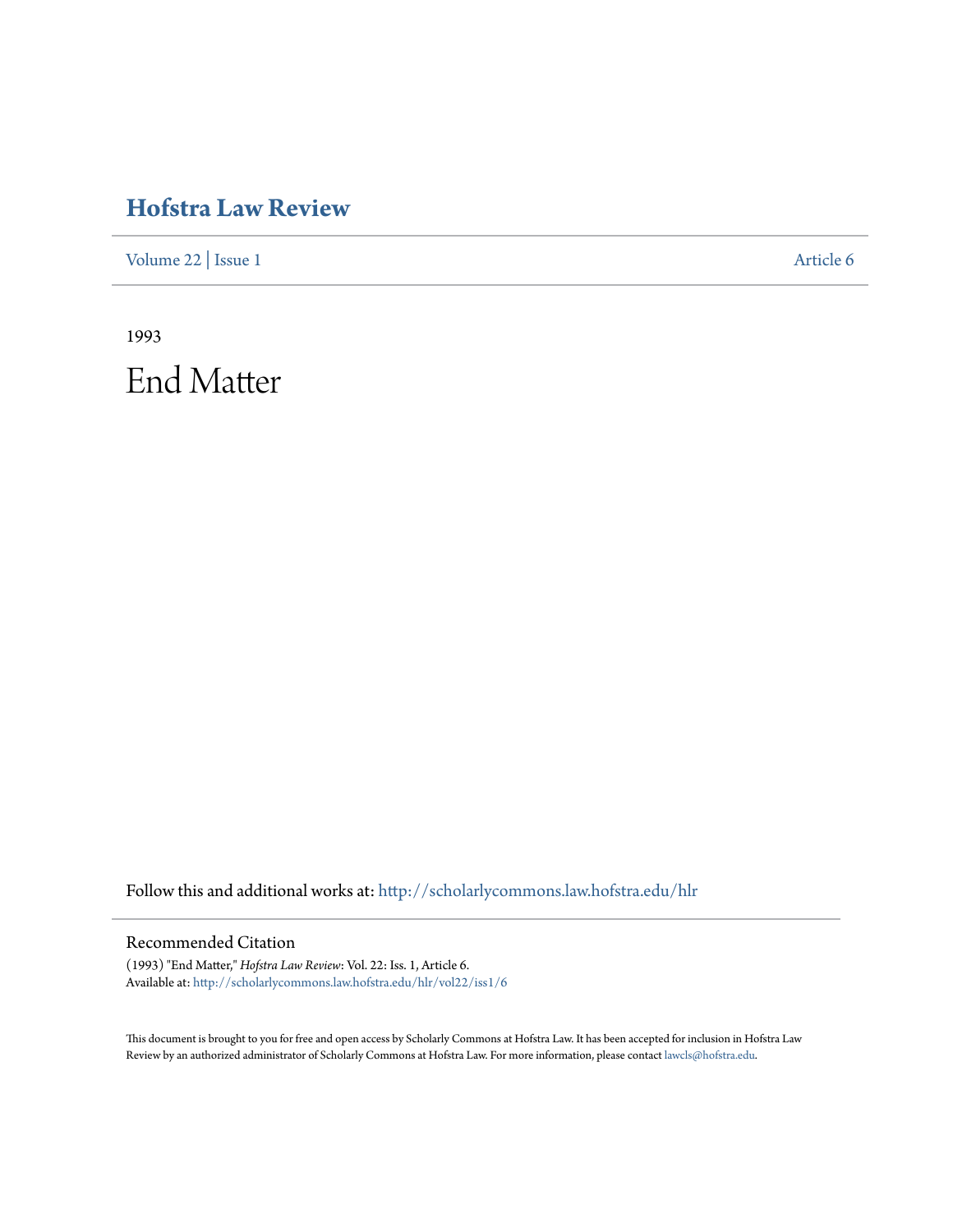# Hofstra Law Review

Volume 22 | Issue 1 Article 6

1993

# End Matter

Follow this and additional works at: http://scholarlycommons.law.hofstra.edu/hlr

## Recommended Citation

(1993) "End Matter," *Hofstra Law Review*: Vol. 22: Iss. 1, Article 6.
Available at: http://scholarlycommons.law.hofstra.edu/hlr/vol22/iss1/6

This document is brought to you for free and open access by Scholarly Commons at Hofstra Law. It has been accepted for inclusion in Hofstra Law Review by an authorized administrator of Scholarly Commons at Hofstra Law. For more information, please contact lawcls@hofstra.edu.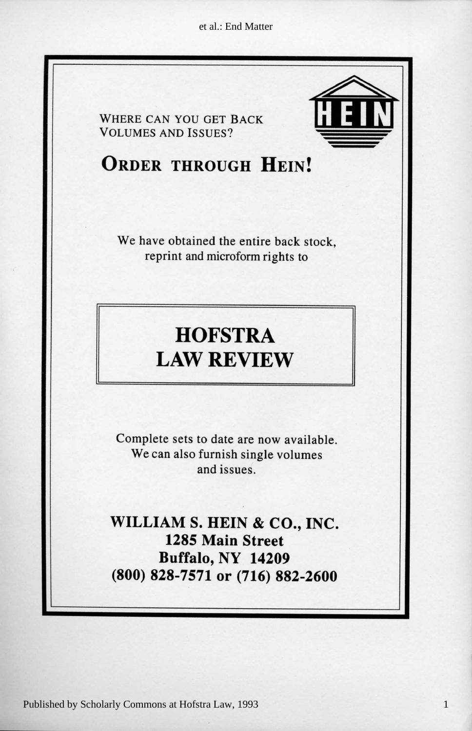WHERE CAN YOU GET BACK VOLUMES AND ISSUES?

## ORDER THROUGH HEIN!

We have obtained the entire back stock, reprint and microform rights to

## HOFSTRA LAW REVIEW

Complete sets to date are now available. We can also furnish single volumes and issues.

**WILLIAM S. HEIN & CO., INC.**
**1285 Main Street**
**Buffalo, NY 14209**
**(800) 828-7571 or (716) 882-2600**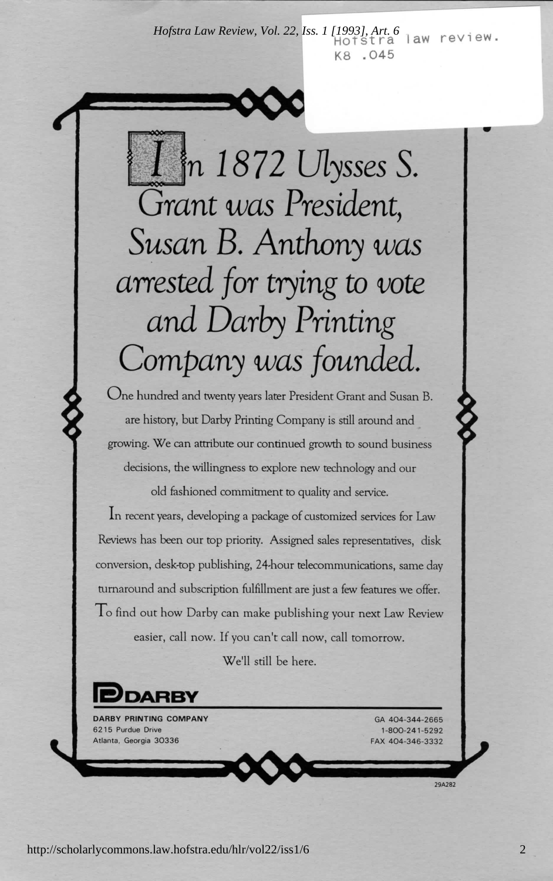Hofstra law review.
K8 .045

# In 1872 Ulysses S. Grant was President, Susan B. Anthony was arrested for trying to vote and Darby Printing Company was founded.

One hundred and twenty years later President Grant and Susan B. are history, but Darby Printing Company is still around and growing. We can attribute our continued growth to sound business decisions, the willingness to explore new technology and our old fashioned commitment to quality and service.

In recent years, developing a package of customized services for Law Reviews has been our top priority. Assigned sales representatives, disk conversion, desk-top publishing, 24-hour telecommunications, same day turnaround and subscription fulfillment are just a few features we offer.

To find out how Darby can make publishing your next Law Review easier, call now. If you can't call now, call tomorrow.

We'll still be here.

**DARBY**

**DARBY PRINTING COMPANY**
6215 Purdue Drive
Atlanta, Georgia 30336

GA 404-344-2665
1-800-241-5292
FAX 404-346-3332

29A282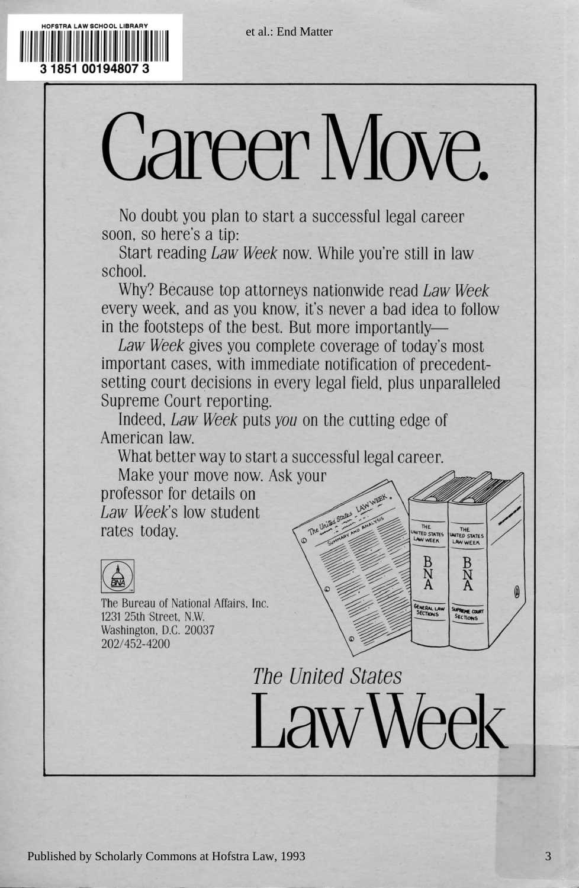# Career Move.

No doubt you plan to start a successful legal career soon, so here's a tip:

Start reading *Law Week* now. While you're still in law school.

Why? Because top attorneys nationwide read *Law Week* every week, and as you know, it's never a bad idea to follow in the footsteps of the best. But more importantly—

*Law Week* gives you complete coverage of today's most important cases, with immediate notification of precedent-setting court decisions in every legal field, plus unparalleled Supreme Court reporting.

Indeed, *Law Week* puts *you* on the cutting edge of American law.

What better way to start a successful legal career.

Make your move now. Ask your professor for details on *Law Week*'s low student rates today.

The Bureau of National Affairs, Inc.
1231 25th Street, N.W.
Washington, D.C. 20037
202/452-4200

*The United States*

# Law Week